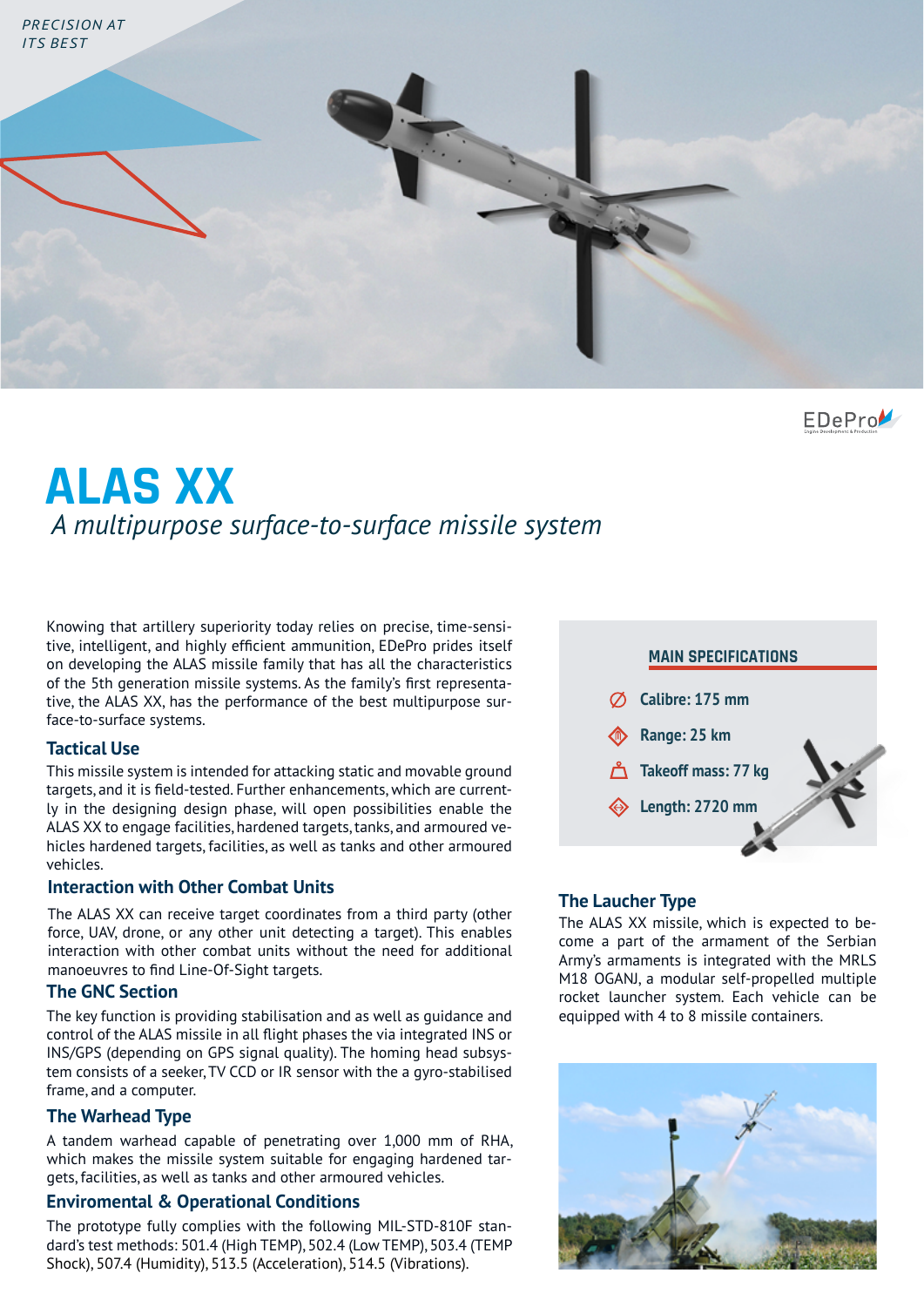PRECISION AT ITS BEST

EDePro

# ALAS XX

*A multipurpose surface-to-surface missile system*

Knowing that artillery superiority today relies on precise, time-sensitive, intelligent, and highly efficient ammunition, EDePro prides itself on developing the ALAS missile family that has all the characteristics of the 5th generation missile systems. As the family's first representative, the ALAS XX, has the performance of the best multipurpose surface-to-surface systems.

## Tactical Use

This missile system is intended for attacking static and movable ground targets, and it is field-tested. Further enhancements, which are currently in the designing design phase, will open possibilities enable the ALAS XX to engage facilities, hardened targets, tanks, and armoured vehicles hardened targets, facilities, as well as tanks and other armoured vehicles.

## Interaction with Other Combat Units

The ALAS XX can receive target coordinates from a third party (other force, UAV, drone, or any other unit detecting a target). This enables interaction with other combat units without the need for additional manoeuvres to find Line-Of-Sight targets.

## The GNC Section

The key function is providing stabilisation and as well as guidance and control of the ALAS missile in all flight phases the via integrated INS or INS/GPS (depending on GPS signal quality). The homing head subsystem consists of a seeker, TV CCD or IR sensor with the a gyro-stabilised frame, and a computer.

## The Warhead Type

A tandem warhead capable of penetrating over 1,000 mm of RHA, which makes the missile system suitable for engaging hardened targets, facilities, as well as tanks and other armoured vehicles.

## Enviromental & Operational Conditions

The prototype fully complies with the following MIL-STD-810F standard's test methods: 501.4 (High TEMP), 502.4 (Low TEMP), 503.4 (TEMP Shock), 507.4 (Humidity), 513.5 (Acceleration), 514.5 (Vibrations).

## MAIN SPECIFICATIONS

- **Calibre: 175 mm**
- **Range: 25 km**
- **Takeoff mass: 77 kg**
- **Length: 2720 mm**

## The Laucher Type

The ALAS XX missile, which is expected to become a part of the armament of the Serbian Army's armaments is integrated with the MRLS M18 OGANJ, a modular self-propelled multiple rocket launcher system. Each vehicle can be equipped with 4 to 8 missile containers.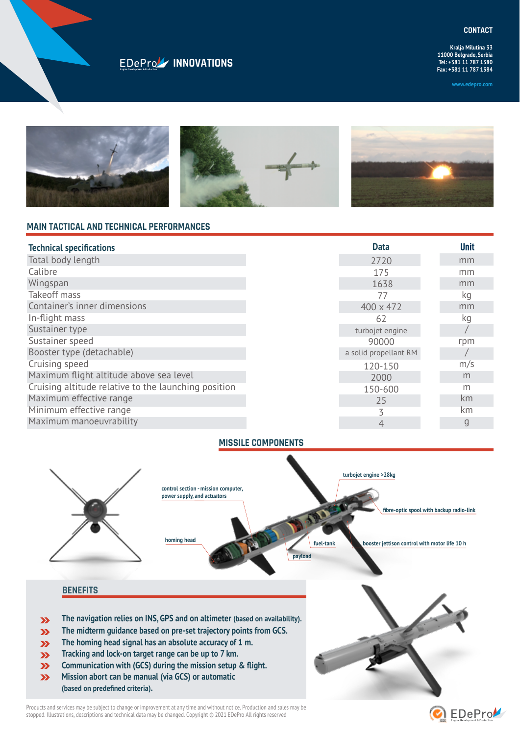EDePro INNOVATIONS

## CONTACT

Kralja Milutina 33
11000 Belgrade, Serbia
Tel: +381 11 787 1380
Fax: +381 11 787 1384

www.edepro.com

## MAIN TACTICAL AND TECHNICAL PERFORMANCES

| Technical specifications | Data | Unit |
|---|---|---|
| Total body length | 2720 | mm |
| Calibre | 175 | mm |
| Wingspan | 1638 | mm |
| Takeoff mass | 77 | kg |
| Container's inner dimensions | 400 x 472 | mm |
| In-flight mass | 62 | kg |
| Sustainer type | turbojet engine | / |
| Sustainer speed | 90000 | rpm |
| Booster type (detachable) | a solid propellant RM | / |
| Cruising speed | 120-150 | m/s |
| Maximum flight altitude above sea level | 2000 | m |
| Cruising altitude relative to the launching position | 150-600 | m |
| Maximum effective range | 25 | km |
| Minimum effective range | 3 | km |
| Maximum manoeuvrability | 4 | g |

## MISSILE COMPONENTS

control section - mission computer, power supply, and actuators

turbojet engine >28kg

fibre-optic spool with backup radio-link

homing head

fuel-tank

booster jettison control with motor life 10 h

payload

## BENEFITS

- The navigation relies on INS, GPS and on altimeter (based on availability).
- The midterm guidance based on pre-set trajectory points from GCS.
- The homing head signal has an absolute accuracy of 1 m.
- Tracking and lock-on target range can be up to 7 km.
- Communication with (GCS) during the mission setup & flight.
- Mission abort can be manual (via GCS) or automatic (based on predefined criteria).

Products and services may be subject to change or improvement at any time and without notice. Production and sales may be stopped. Illustrations, descriptions and technical data may be changed. Copyright © 2021 EDePro All rights reserved